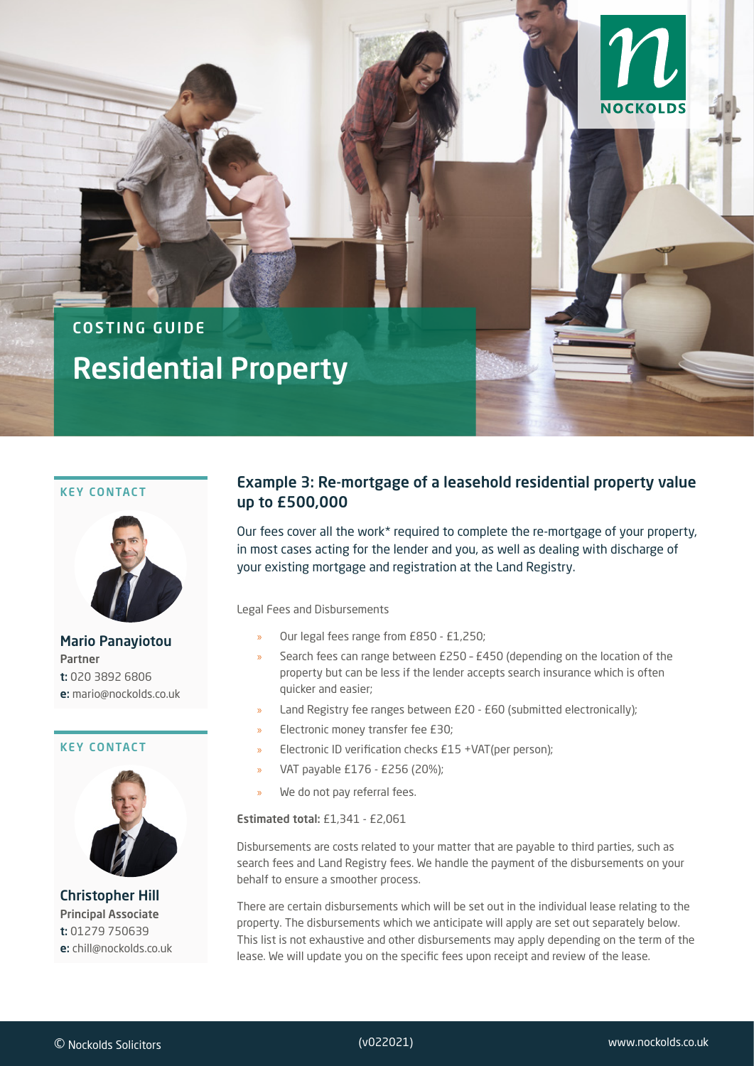NOCKOLDS

COSTING GUIDE

# Residential Property

KEY CONTACT

**Mario Panayiotou**
Partner
**t:** 020 3892 6806
**e:** mario@nockolds.co.uk

KEY CONTACT

**Christopher Hill**
Principal Associate
**t:** 01279 750639
**e:** chill@nockolds.co.uk

## Example 3: Re-mortgage of a leasehold residential property value up to £500,000

Our fees cover all the work* required to complete the re-mortgage of your property, in most cases acting for the lender and you, as well as dealing with discharge of your existing mortgage and registration at the Land Registry.

Legal Fees and Disbursements

- Our legal fees range from £850 - £1,250;
- Search fees can range between £250 – £450 (depending on the location of the property but can be less if the lender accepts search insurance which is often quicker and easier;
- Land Registry fee ranges between £20 - £60 (submitted electronically);
- Electronic money transfer fee £30;
- Electronic ID verification checks £15 +VAT(per person);
- VAT payable £176 - £256 (20%);
- We do not pay referral fees.

**Estimated total:** £1,341 - £2,061

Disbursements are costs related to your matter that are payable to third parties, such as search fees and Land Registry fees. We handle the payment of the disbursements on your behalf to ensure a smoother process.

There are certain disbursements which will be set out in the individual lease relating to the property. The disbursements which we anticipate will apply are set out separately below. This list is not exhaustive and other disbursements may apply depending on the term of the lease. We will update you on the specific fees upon receipt and review of the lease.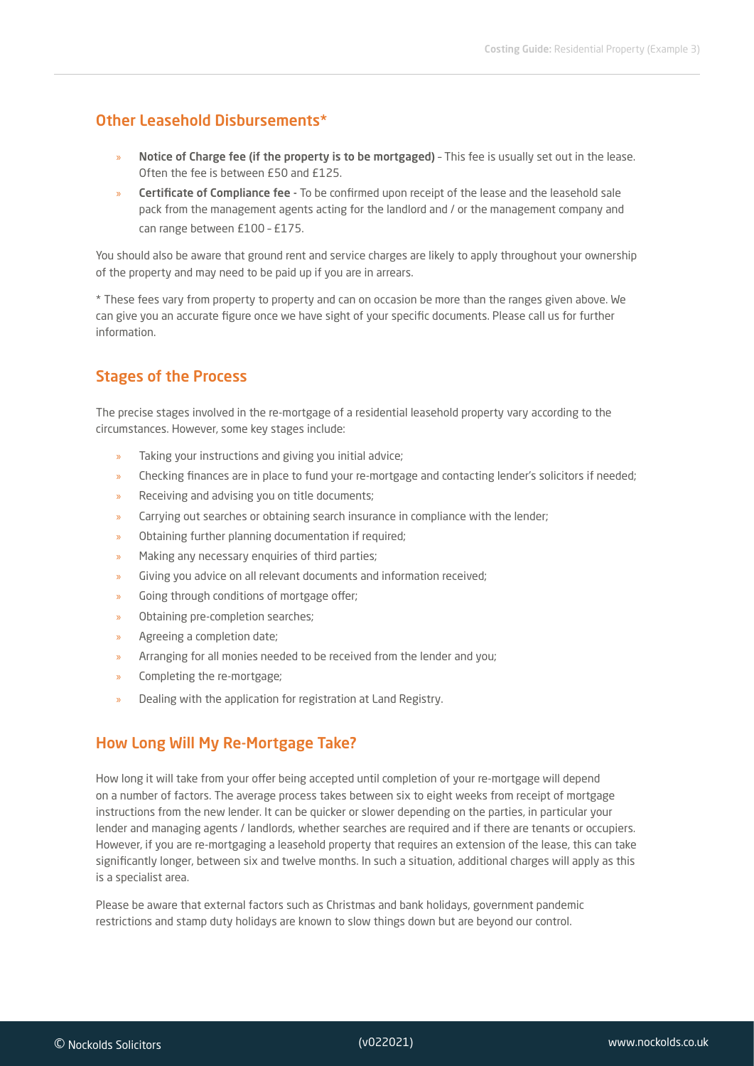## Other Leasehold Disbursements*

- **Notice of Charge fee (if the property is to be mortgaged)** – This fee is usually set out in the lease. Often the fee is between £50 and £125.
- **Certificate of Compliance fee** - To be confirmed upon receipt of the lease and the leasehold sale pack from the management agents acting for the landlord and / or the management company and can range between £100 – £175.

You should also be aware that ground rent and service charges are likely to apply throughout your ownership of the property and may need to be paid up if you are in arrears.

* These fees vary from property to property and can on occasion be more than the ranges given above. We can give you an accurate figure once we have sight of your specific documents. Please call us for further information.

## Stages of the Process

The precise stages involved in the re-mortgage of a residential leasehold property vary according to the circumstances. However, some key stages include:

- Taking your instructions and giving you initial advice;
- Checking finances are in place to fund your re-mortgage and contacting lender's solicitors if needed;
- Receiving and advising you on title documents;
- Carrying out searches or obtaining search insurance in compliance with the lender;
- Obtaining further planning documentation if required;
- Making any necessary enquiries of third parties;
- Giving you advice on all relevant documents and information received;
- Going through conditions of mortgage offer;
- Obtaining pre-completion searches;
- Agreeing a completion date;
- Arranging for all monies needed to be received from the lender and you;
- Completing the re-mortgage;
- Dealing with the application for registration at Land Registry.

## How Long Will My Re-Mortgage Take?

How long it will take from your offer being accepted until completion of your re-mortgage will depend on a number of factors. The average process takes between six to eight weeks from receipt of mortgage instructions from the new lender. It can be quicker or slower depending on the parties, in particular your lender and managing agents / landlords, whether searches are required and if there are tenants or occupiers. However, if you are re-mortgaging a leasehold property that requires an extension of the lease, this can take significantly longer, between six and twelve months. In such a situation, additional charges will apply as this is a specialist area.

Please be aware that external factors such as Christmas and bank holidays, government pandemic restrictions and stamp duty holidays are known to slow things down but are beyond our control.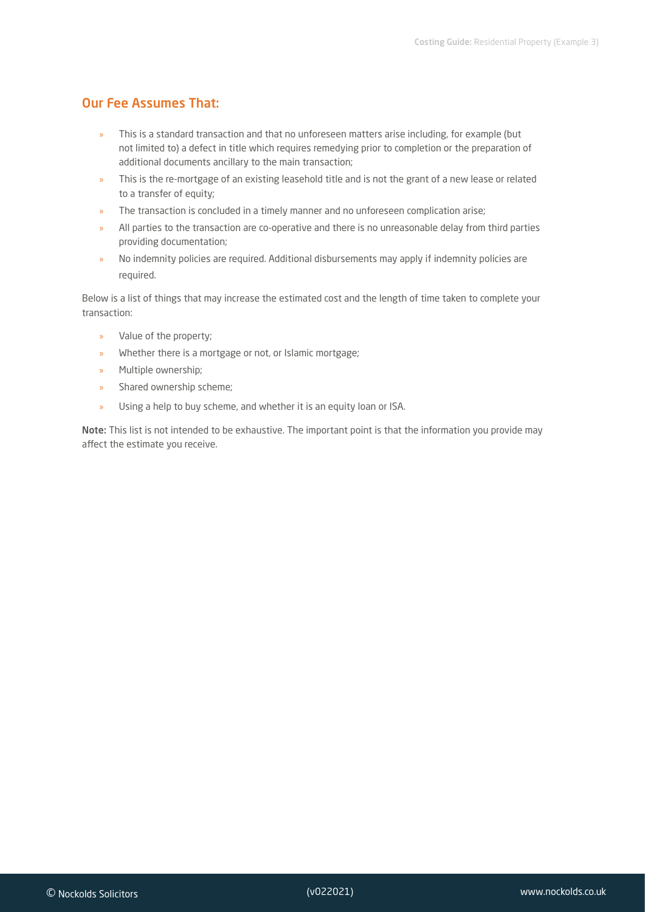## Our Fee Assumes That:

- This is a standard transaction and that no unforeseen matters arise including, for example (but not limited to) a defect in title which requires remedying prior to completion or the preparation of additional documents ancillary to the main transaction;
- This is the re-mortgage of an existing leasehold title and is not the grant of a new lease or related to a transfer of equity;
- The transaction is concluded in a timely manner and no unforeseen complication arise;
- All parties to the transaction are co-operative and there is no unreasonable delay from third parties providing documentation;
- No indemnity policies are required. Additional disbursements may apply if indemnity policies are required.

Below is a list of things that may increase the estimated cost and the length of time taken to complete your transaction:

- Value of the property;
- Whether there is a mortgage or not, or Islamic mortgage;
- Multiple ownership;
- Shared ownership scheme;
- Using a help to buy scheme, and whether it is an equity loan or ISA.

**Note:** This list is not intended to be exhaustive. The important point is that the information you provide may affect the estimate you receive.